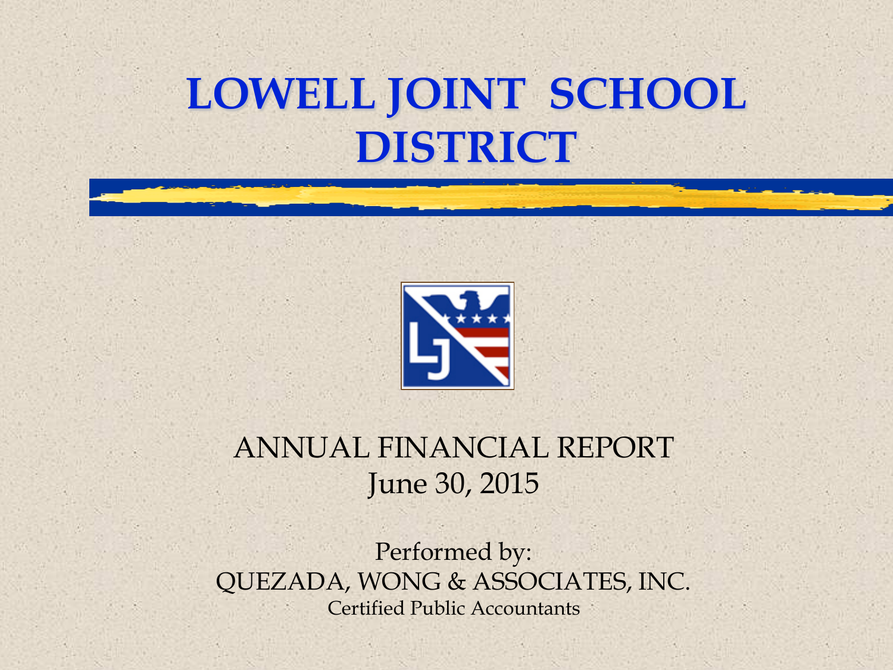# LOWELL JOINT SCHOOL DISTRICT

ANNUAL FINANCIAL REPORT
June 30, 2015

Performed by:
QUEZADA, WONG & ASSOCIATES, INC.
Certified Public Accountants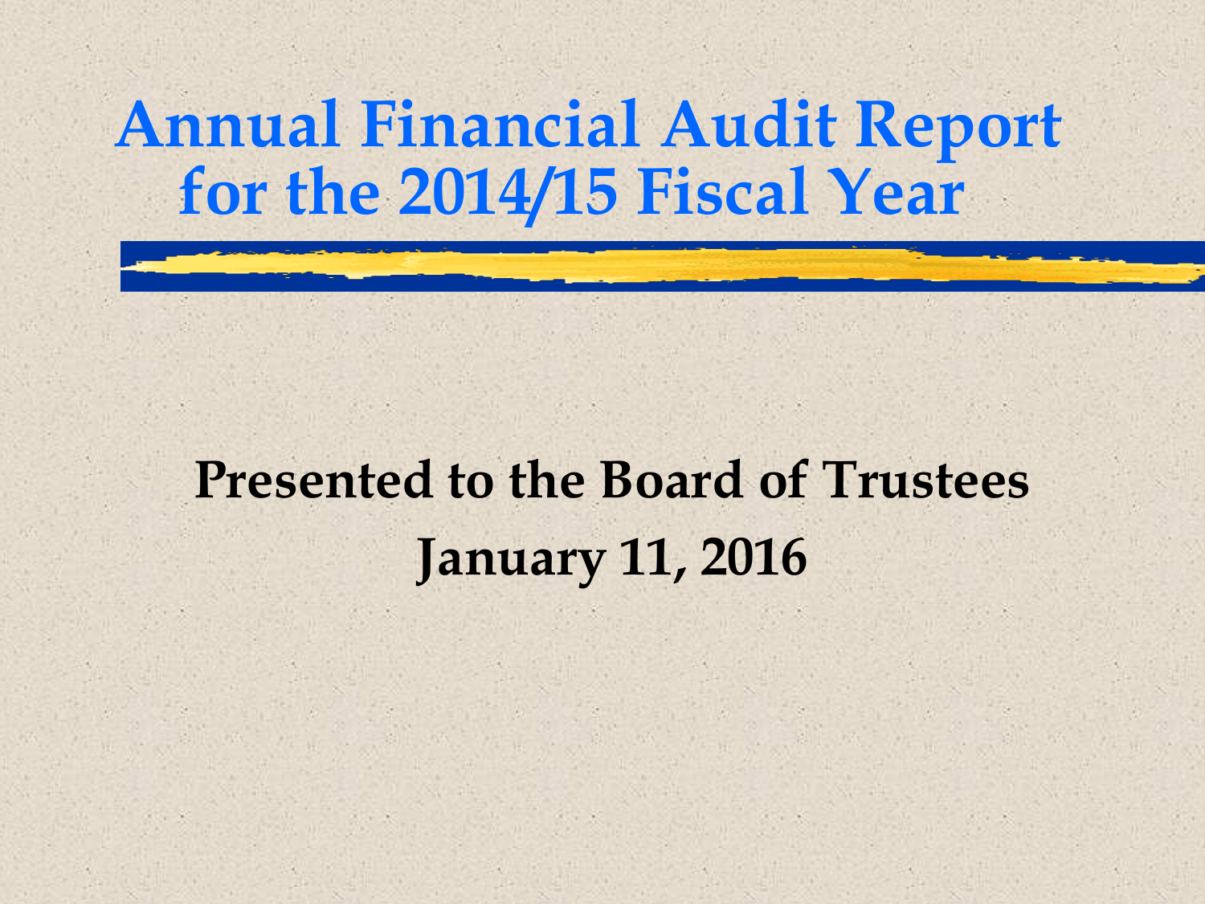# Annual Financial Audit Report for the 2014/15 Fiscal Year

**Presented to the Board of Trustees**

**January 11, 2016**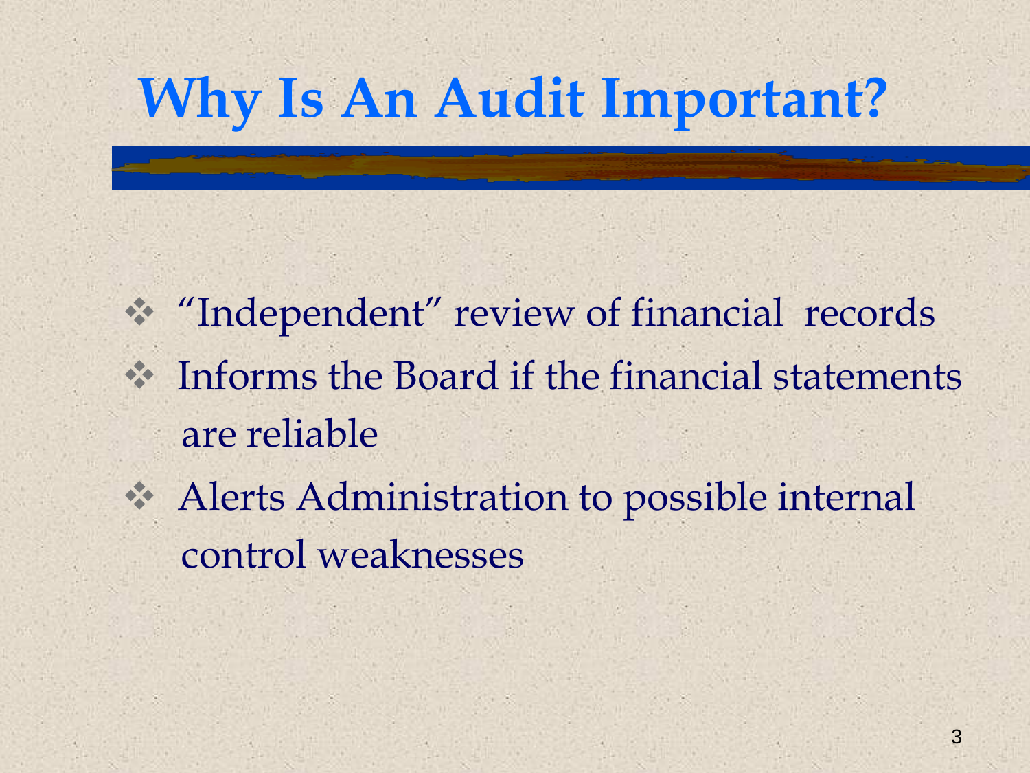# Why Is An Audit Important?

- “Independent” review of financial records
- Informs the Board if the financial statements are reliable
- Alerts Administration to possible internal control weaknesses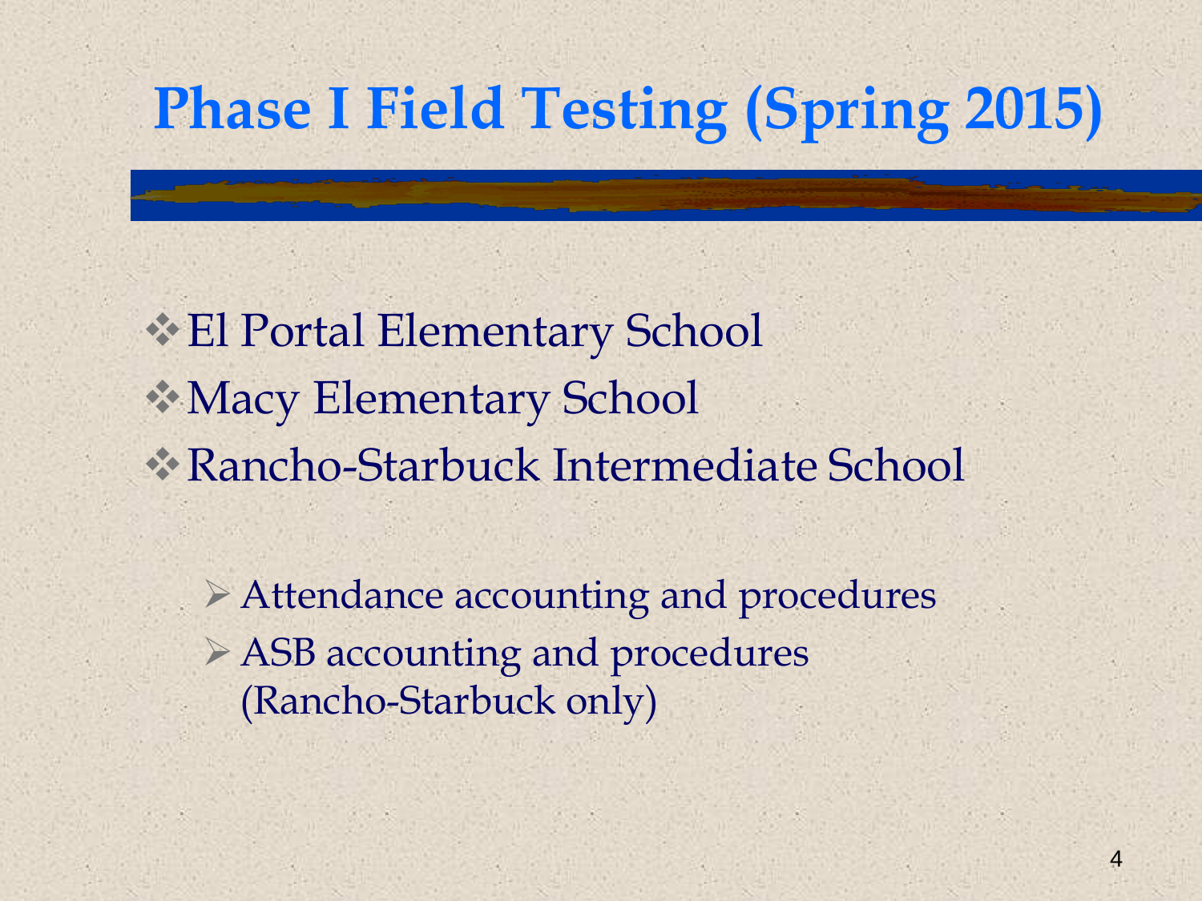# Phase I Field Testing (Spring 2015)

- El Portal Elementary School
- Macy Elementary School
- Rancho-Starbuck Intermediate School
  - Attendance accounting and procedures
  - ASB accounting and procedures (Rancho-Starbuck only)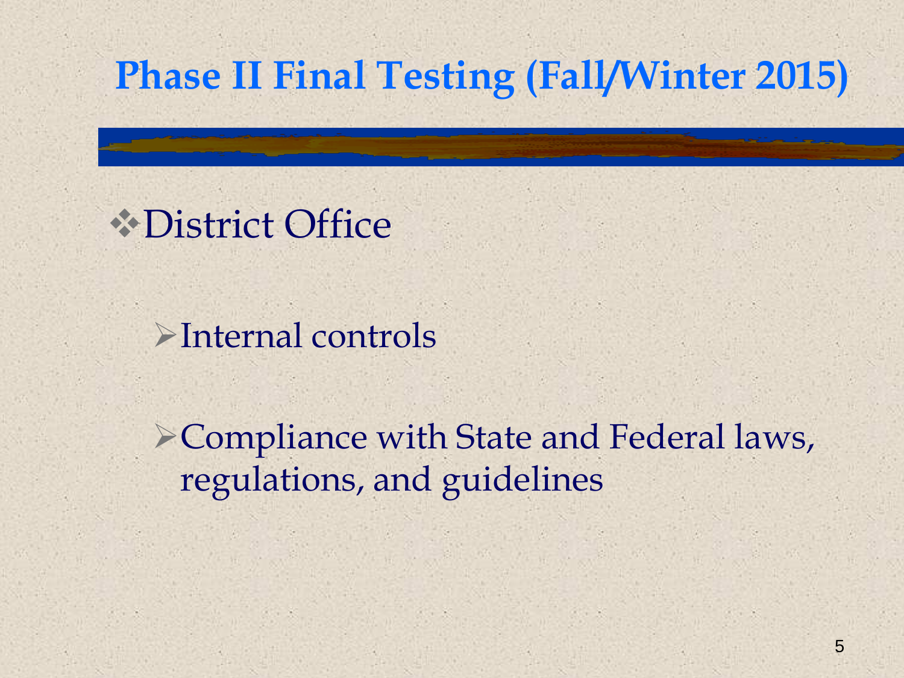# Phase II Final Testing (Fall/Winter 2015)

- District Office
  - Internal controls
  - Compliance with State and Federal laws, regulations, and guidelines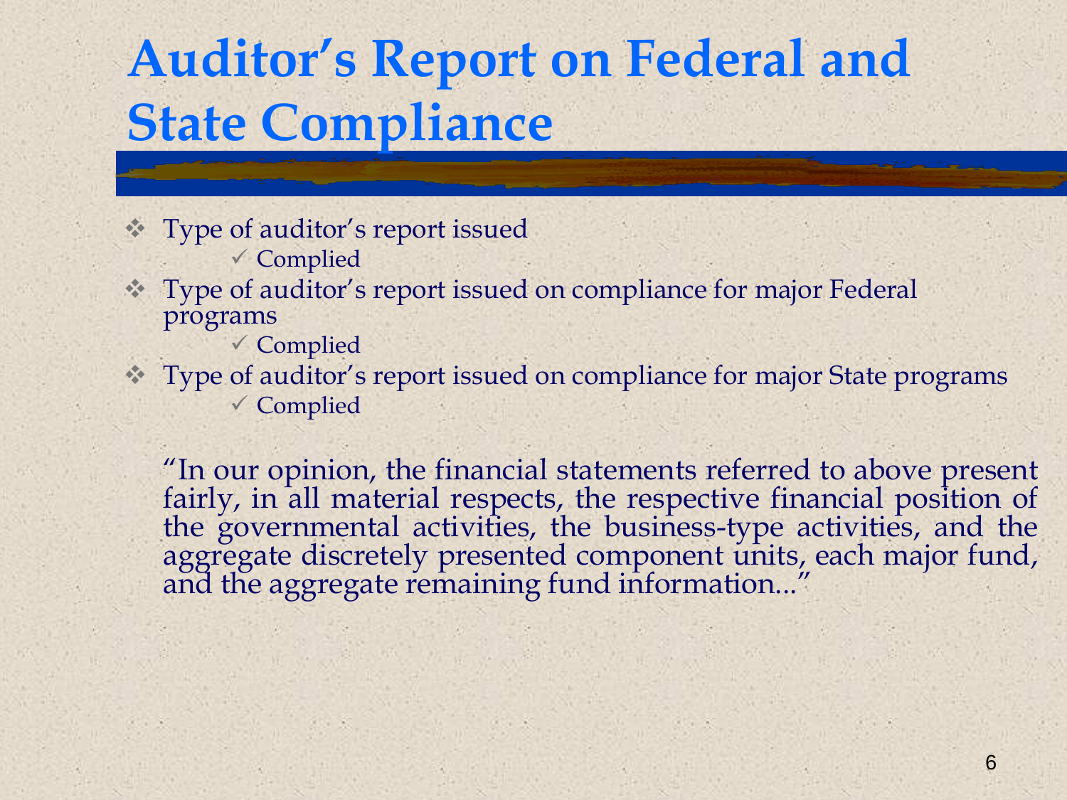# Auditor's Report on Federal and State Compliance

- Type of auditor's report issued
  - ✓ Complied
- Type of auditor's report issued on compliance for major Federal programs
  - ✓ Complied
- Type of auditor's report issued on compliance for major State programs
  - ✓ Complied

"In our opinion, the financial statements referred to above present fairly, in all material respects, the respective financial position of the governmental activities, the business-type activities, and the aggregate discretely presented component units, each major fund, and the aggregate remaining fund information..."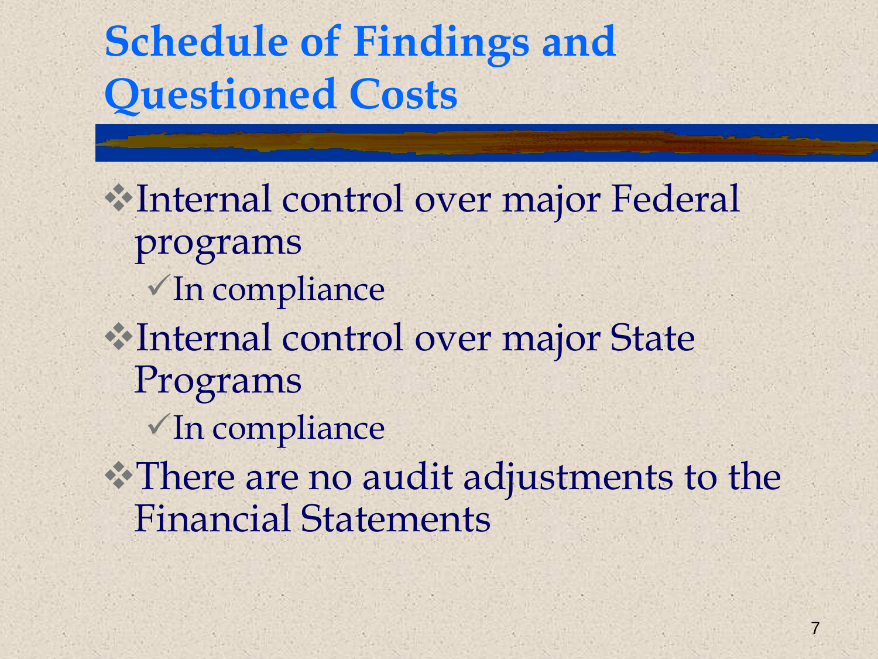# Schedule of Findings and Questioned Costs

- Internal control over major Federal programs
  - ✓ In compliance
- Internal control over major State Programs
  - ✓ In compliance
- There are no audit adjustments to the Financial Statements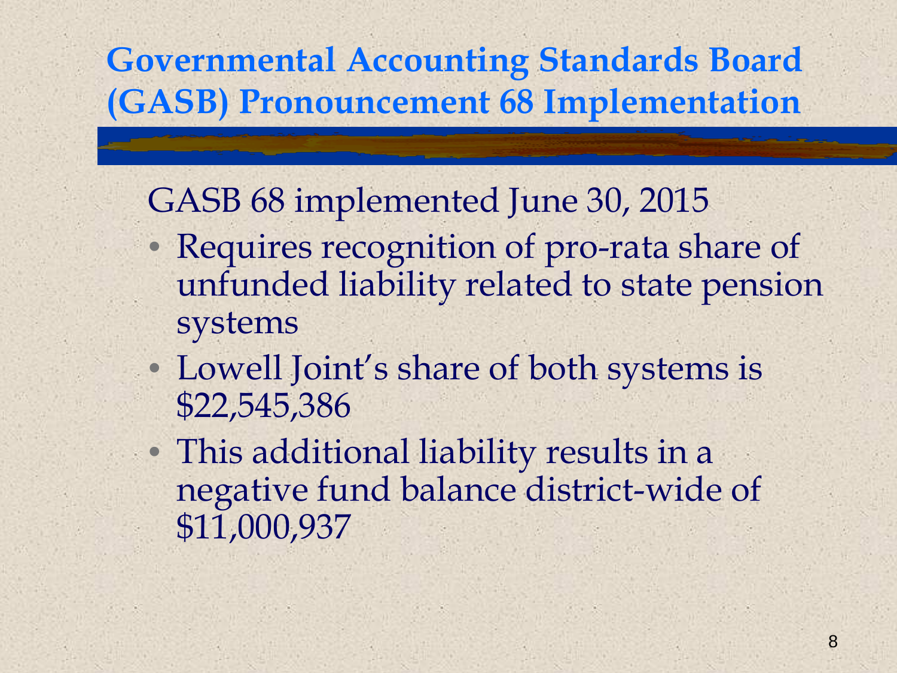# Governmental Accounting Standards Board (GASB) Pronouncement 68 Implementation

GASB 68 implemented June 30, 2015

- Requires recognition of pro-rata share of unfunded liability related to state pension systems
- Lowell Joint's share of both systems is $22,545,386
- This additional liability results in a negative fund balance district-wide of $11,000,937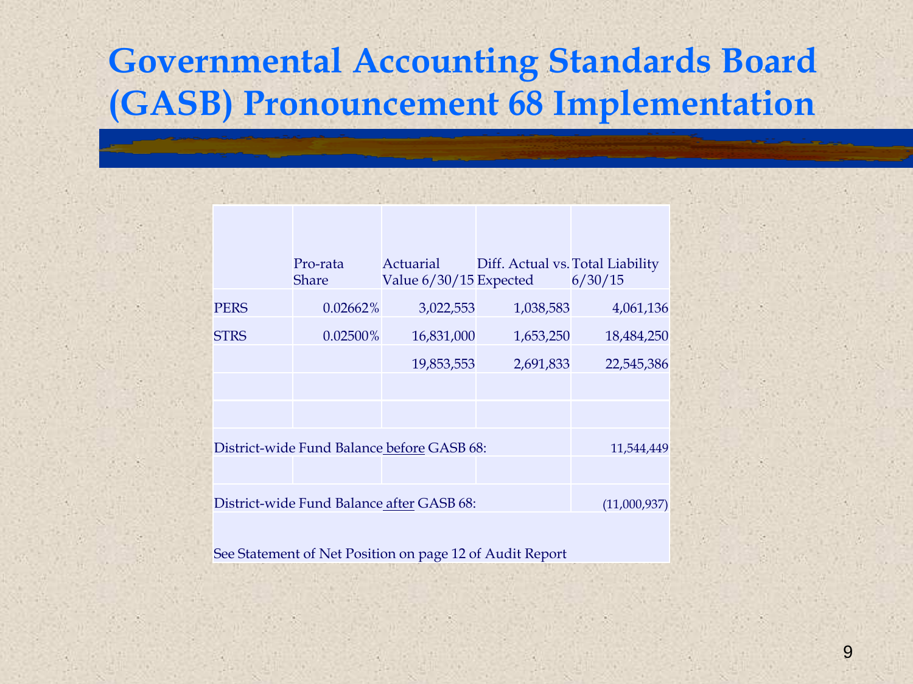# Governmental Accounting Standards Board (GASB) Pronouncement 68 Implementation

| | Pro-rata Share | Actuarial Value 6/30/15 | Diff. Actual vs. Expected | Total Liability 6/30/15 |
|---|---|---|---|---|
| PERS | 0.02662% | 3,022,553 | 1,038,583 | 4,061,136 |
| STRS | 0.02500% | 16,831,000 | 1,653,250 | 18,484,250 |
| | | 19,853,553 | 2,691,833 | 22,545,386 |
| | | | | |
| | | | | |
| District-wide Fund Balance before GASB 68: | | | | 11,544,449 |
| | | | | |
| District-wide Fund Balance after GASB 68: | | | | (11,000,937) |

See Statement of Net Position on page 12 of Audit Report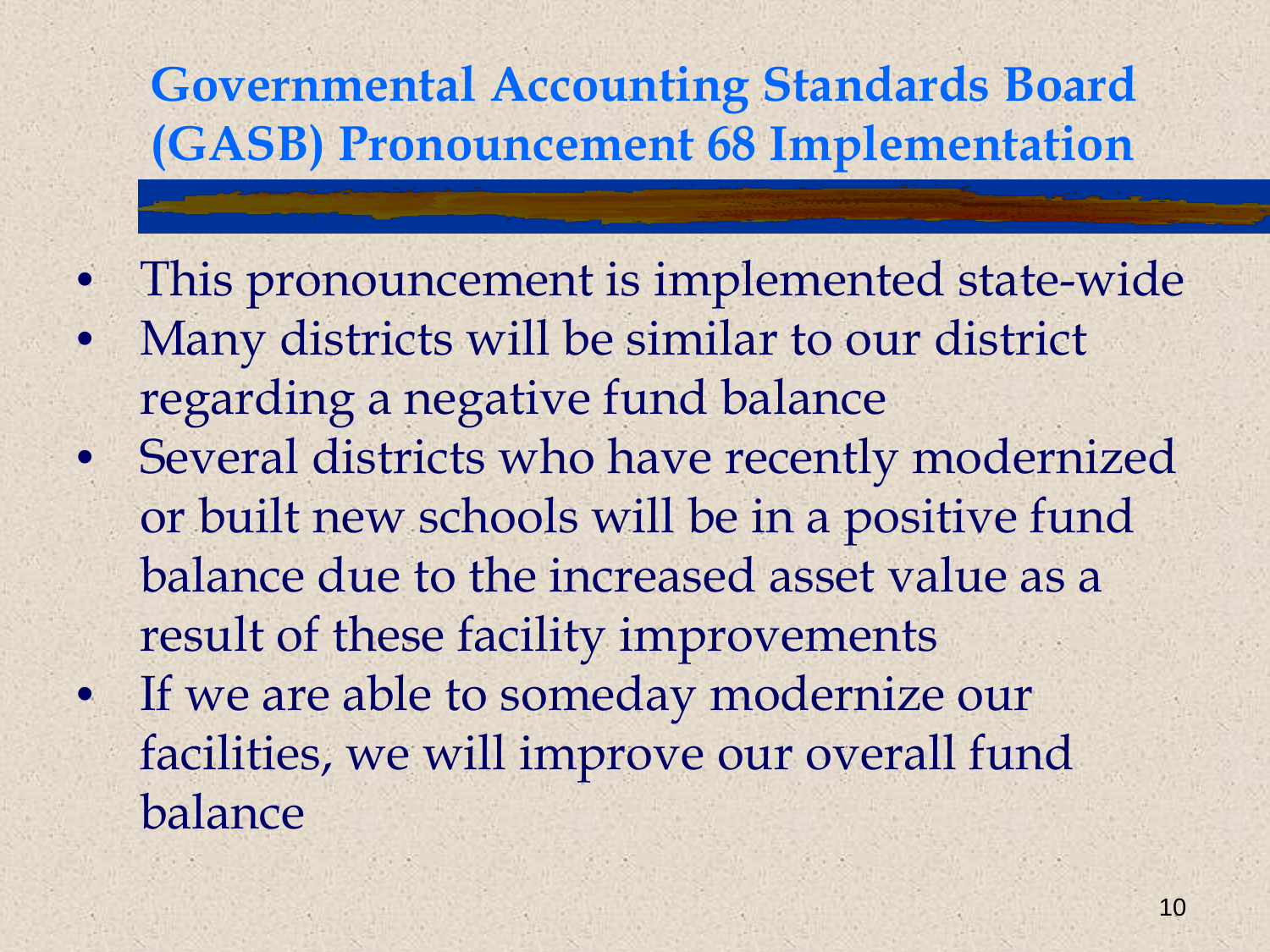# Governmental Accounting Standards Board (GASB) Pronouncement 68 Implementation

- This pronouncement is implemented state-wide
- Many districts will be similar to our district regarding a negative fund balance
- Several districts who have recently modernized or built new schools will be in a positive fund balance due to the increased asset value as a result of these facility improvements
- If we are able to someday modernize our facilities, we will improve our overall fund balance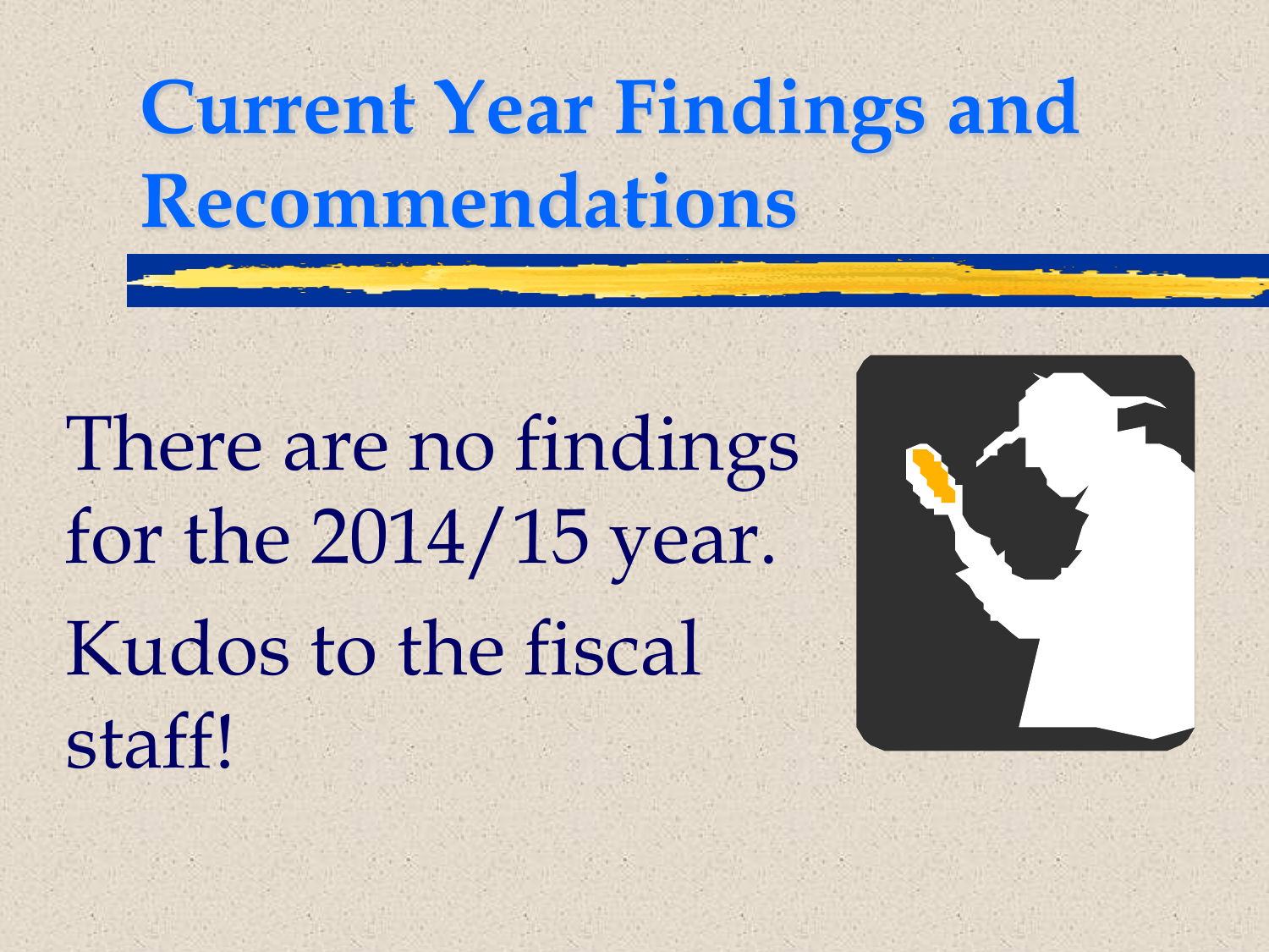# Current Year Findings and Recommendations

There are no findings for the 2014/15 year.

Kudos to the fiscal staff!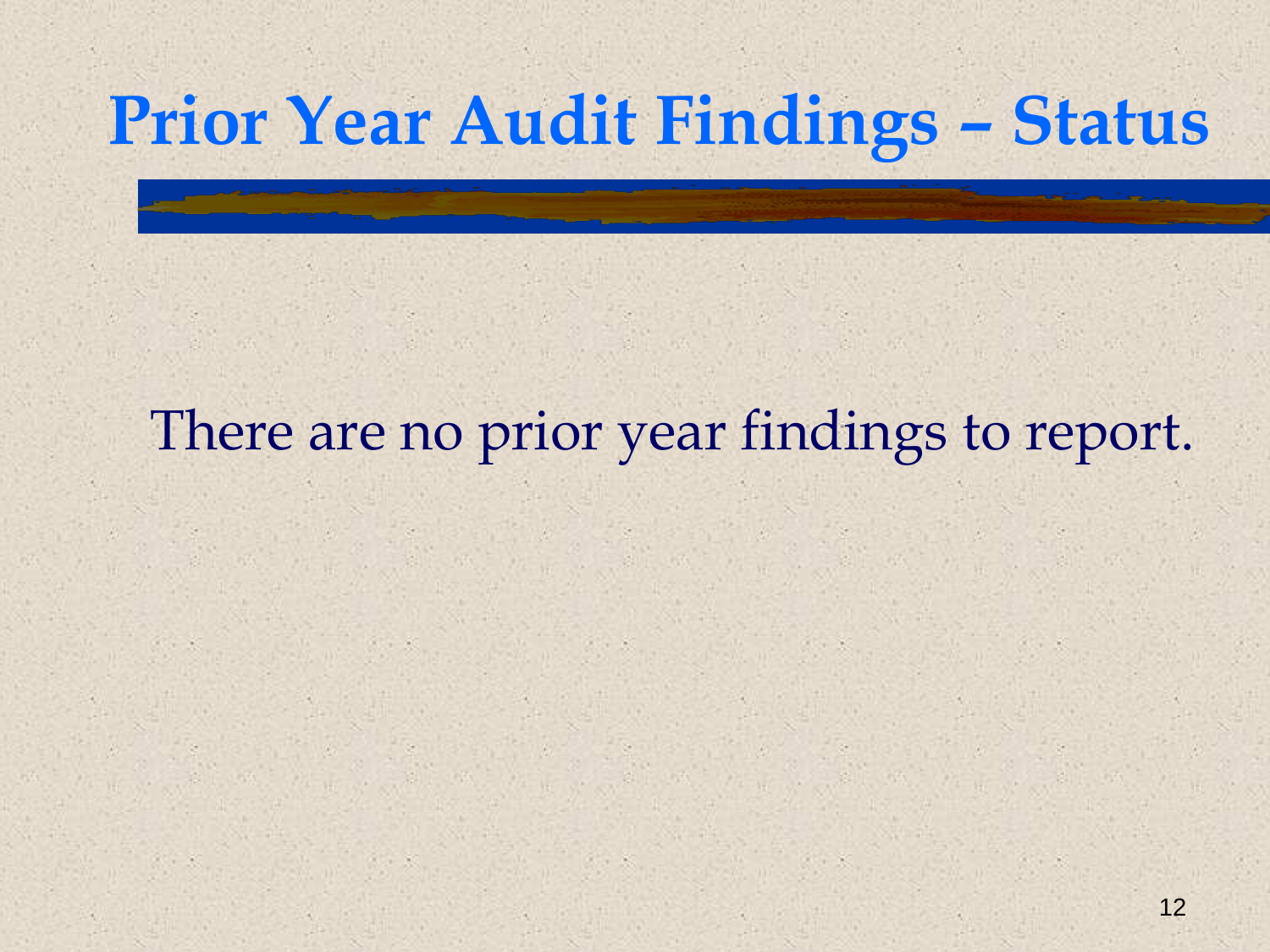# Prior Year Audit Findings – Status

There are no prior year findings to report.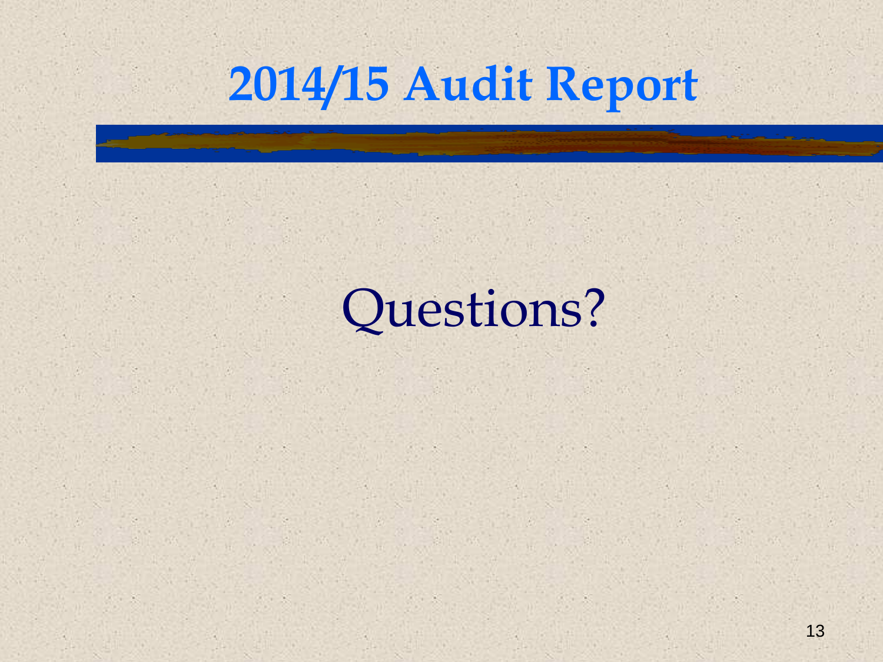# 2014/15 Audit Report

Questions?